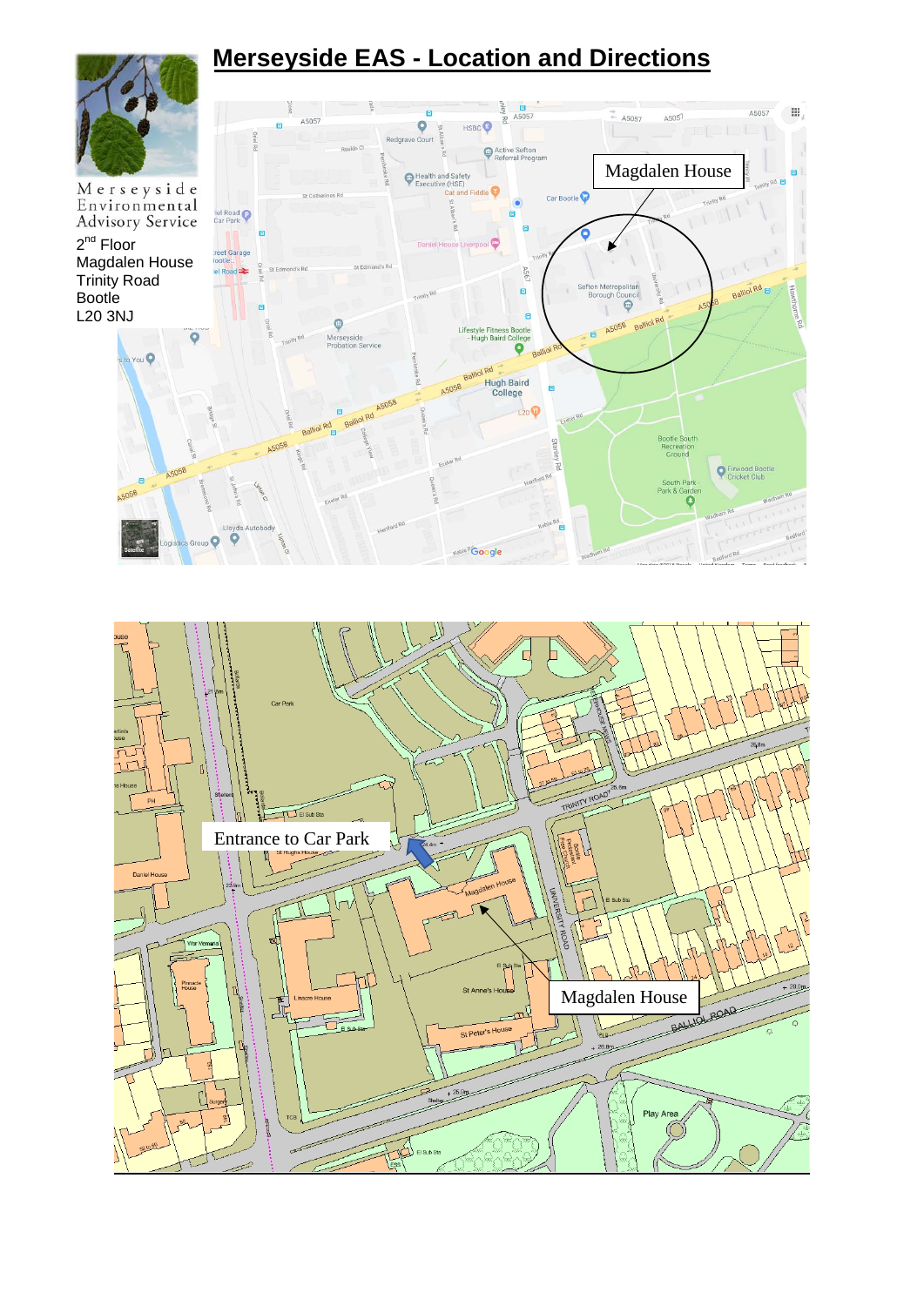# Merseyside EAS - Location and Directions

Merseyside Environmental Advisory Service

2nd Floor
Magdalen House
Trinity Road
Bootle
L20 3NJ

Magdalen House

Entrance to Car Park

Magdalen House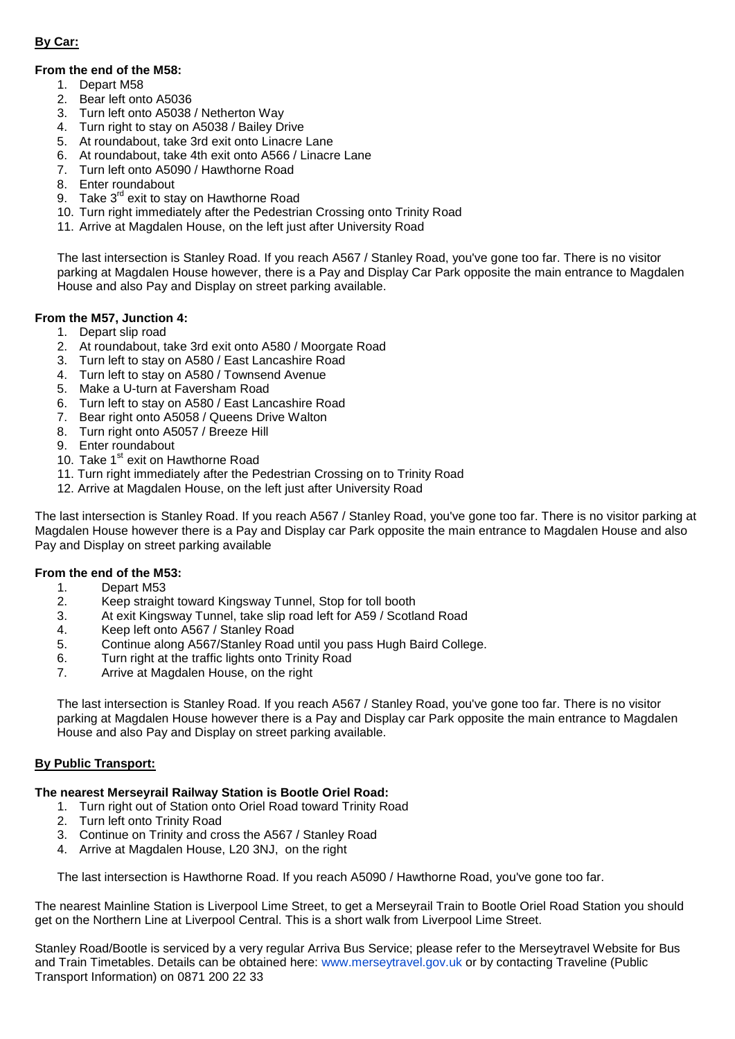**By Car:**

**From the end of the M58:**

1. Depart M58
2. Bear left onto A5036
3. Turn left onto A5038 / Netherton Way
4. Turn right to stay on A5038 / Bailey Drive
5. At roundabout, take 3rd exit onto Linacre Lane
6. At roundabout, take 4th exit onto A566 / Linacre Lane
7. Turn left onto A5090 / Hawthorne Road
8. Enter roundabout
9. Take 3rd exit to stay on Hawthorne Road
10. Turn right immediately after the Pedestrian Crossing onto Trinity Road
11. Arrive at Magdalen House, on the left just after University Road

The last intersection is Stanley Road. If you reach A567 / Stanley Road, you've gone too far. There is no visitor parking at Magdalen House however, there is a Pay and Display Car Park opposite the main entrance to Magdalen House and also Pay and Display on street parking available.

**From the M57, Junction 4:**

1. Depart slip road
2. At roundabout, take 3rd exit onto A580 / Moorgate Road
3. Turn left to stay on A580 / East Lancashire Road
4. Turn left to stay on A580 / Townsend Avenue
5. Make a U-turn at Faversham Road
6. Turn left to stay on A580 / East Lancashire Road
7. Bear right onto A5058 / Queens Drive Walton
8. Turn right onto A5057 / Breeze Hill
9. Enter roundabout
10. Take 1st exit on Hawthorne Road
11. Turn right immediately after the Pedestrian Crossing on to Trinity Road
12. Arrive at Magdalen House, on the left just after University Road

The last intersection is Stanley Road. If you reach A567 / Stanley Road, you've gone too far. There is no visitor parking at Magdalen House however there is a Pay and Display car Park opposite the main entrance to Magdalen House and also Pay and Display on street parking available

**From the end of the M53:**

1. Depart M53
2. Keep straight toward Kingsway Tunnel, Stop for toll booth
3. At exit Kingsway Tunnel, take slip road left for A59 / Scotland Road
4. Keep left onto A567 / Stanley Road
5. Continue along A567/Stanley Road until you pass Hugh Baird College.
6. Turn right at the traffic lights onto Trinity Road
7. Arrive at Magdalen House, on the right

The last intersection is Stanley Road. If you reach A567 / Stanley Road, you've gone too far. There is no visitor parking at Magdalen House however there is a Pay and Display car Park opposite the main entrance to Magdalen House and also Pay and Display on street parking available.

**By Public Transport:**

**The nearest Merseyrail Railway Station is Bootle Oriel Road:**

1. Turn right out of Station onto Oriel Road toward Trinity Road
2. Turn left onto Trinity Road
3. Continue on Trinity and cross the A567 / Stanley Road
4. Arrive at Magdalen House, L20 3NJ, on the right

The last intersection is Hawthorne Road. If you reach A5090 / Hawthorne Road, you've gone too far.

The nearest Mainline Station is Liverpool Lime Street, to get a Merseyrail Train to Bootle Oriel Road Station you should get on the Northern Line at Liverpool Central. This is a short walk from Liverpool Lime Street.

Stanley Road/Bootle is serviced by a very regular Arriva Bus Service; please refer to the Merseytravel Website for Bus and Train Timetables. Details can be obtained here: www.merseytravel.gov.uk or by contacting Traveline (Public Transport Information) on 0871 200 22 33